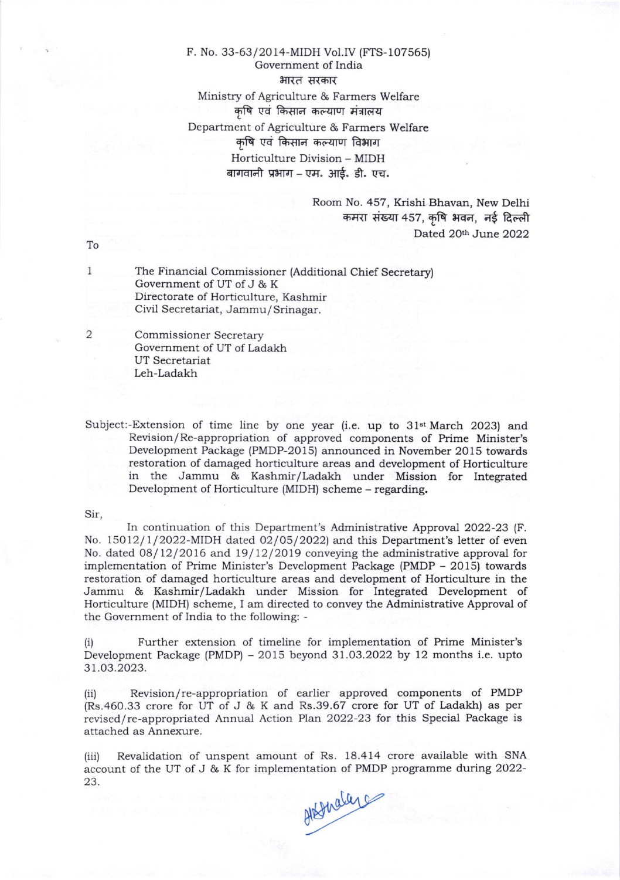F. No. 33-63/2014-MIDH Vol.IV (FTS-107565)
Government of India
भारत सरकार
Ministry of Agriculture & Farmers Welfare
कृषि एवं किसान कल्याण मंत्रालय
Department of Agriculture & Farmers Welfare
कृषि एवं किसान कल्याण विभाग
Horticulture Division – MIDH
बागवानी प्रभाग – एम. आई. डी. एच.

Room No. 457, Krishi Bhavan, New Delhi
कमरा संख्या 457, कृषि भवन, नई दिल्ली
Dated 20th June 2022

To

1. The Financial Commissioner (Additional Chief Secretary)
   Government of UT of J & K
   Directorate of Horticulture, Kashmir
   Civil Secretariat, Jammu/Srinagar.

2. Commissioner Secretary
   Government of UT of Ladakh
   UT Secretariat
   Leh-Ladakh

Subject:-Extension of time line by one year (i.e. up to 31st March 2023) and Revision/Re-appropriation of approved components of Prime Minister's Development Package (PMDP-2015) announced in November 2015 towards restoration of damaged horticulture areas and development of Horticulture in the Jammu & Kashmir/Ladakh under Mission for Integrated Development of Horticulture (MIDH) scheme – **regarding.**

Sir,

In continuation of this Department's Administrative Approval 2022-23 (F. No. 15012/1/2022-MIDH dated 02/05/2022) and this Department's letter of even No. dated 08/12/2016 and 19/12/2019 conveying the administrative approval for implementation of Prime Minister's Development Package (PMDP – 2015) towards restoration of damaged horticulture areas and development of Horticulture in the Jammu & Kashmir/Ladakh under Mission for Integrated Development of Horticulture (MIDH) scheme, I am directed to convey the Administrative Approval of the Government of India to the following: -

(i) Further extension of timeline for implementation of Prime Minister's Development Package (PMDP) – 2015 beyond 31.03.2022 by 12 months i.e. upto 31.03.2023.

(ii) Revision/re-appropriation of earlier approved components of PMDP (Rs.460.33 crore for UT of J & K and Rs.39.67 crore for UT of Ladakh) as per revised/re-appropriated Annual Action Plan 2022-23 for this Special Package is attached as Annexure.

(iii) Revalidation of unspent amount of Rs. 18.414 crore available with SNA account of the UT of J & K for implementation of PMDP programme during 2022-23.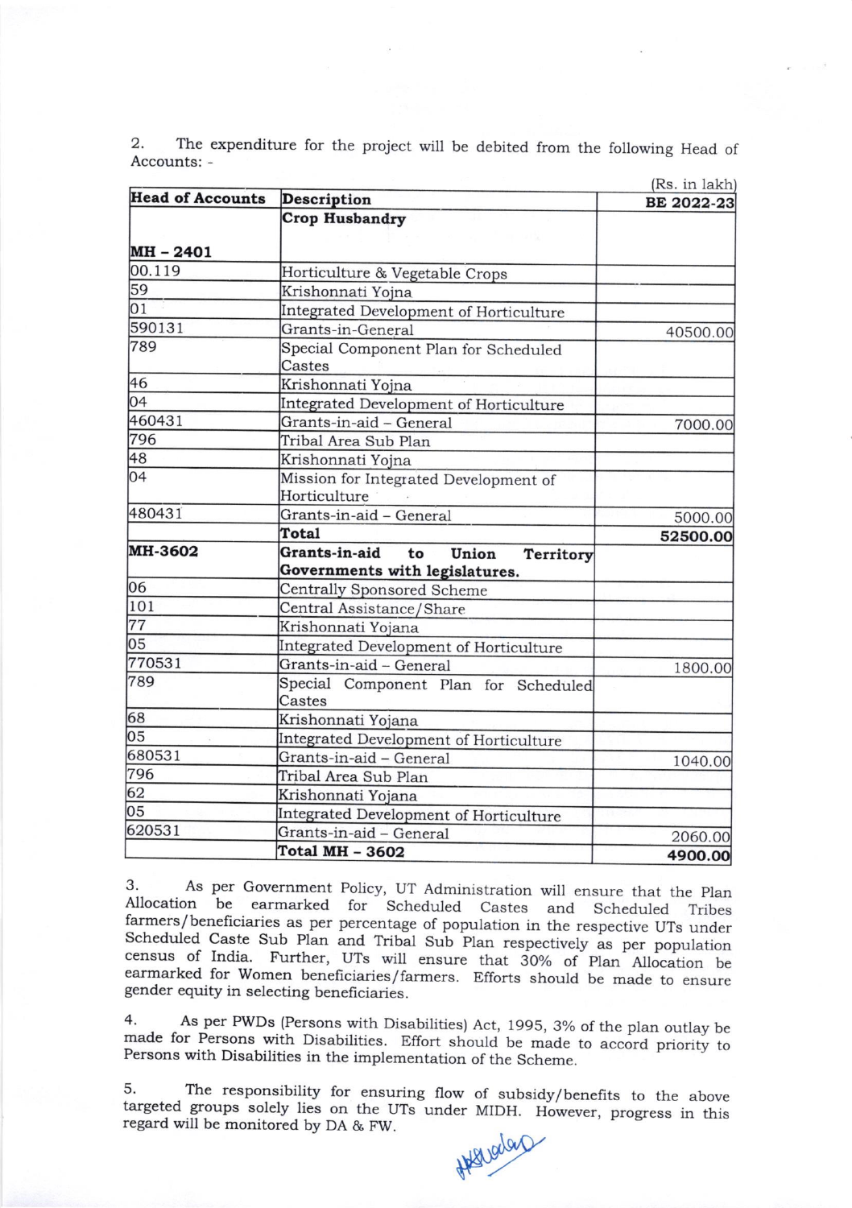2. The expenditure for the project will be debited from the following Head of Accounts: -

(Rs. in lakh)

| Head of Accounts | Description | BE 2022-23 |
|---|---|---|
| **MH – 2401** | **Crop Husbandry** | |
| 00.119 | Horticulture & Vegetable Crops | |
| 59 | Krishonnati Yojna | |
| 01 | Integrated Development of Horticulture | |
| 590131 | Grants-in-General | 40500.00 |
| 789 | Special Component Plan for Scheduled Castes | |
| 46 | Krishonnati Yojna | |
| 04 | Integrated Development of Horticulture | |
| 460431 | Grants-in-aid – General | 7000.00 |
| 796 | Tribal Area Sub Plan | |
| 48 | Krishonnati Yojna | |
| 04 | Mission for Integrated Development of Horticulture | |
| 480431 | Grants-in-aid – General | 5000.00 |
| | **Total** | **52500.00** |
| **MH-3602** | **Grants-in-aid to Union Territory Governments with legislatures.** | |
| 06 | Centrally Sponsored Scheme | |
| 101 | Central Assistance/Share | |
| 77 | Krishonnati Yojana | |
| 05 | Integrated Development of Horticulture | |
| 770531 | Grants-in-aid – General | 1800.00 |
| 789 | Special Component Plan for Scheduled Castes | |
| 68 | Krishonnati Yojana | |
| 05 | Integrated Development of Horticulture | |
| 680531 | Grants-in-aid – General | 1040.00 |
| 796 | Tribal Area Sub Plan | |
| 62 | Krishonnati Yojana | |
| 05 | Integrated Development of Horticulture | |
| 620531 | Grants-in-aid – General | 2060.00 |
| | **Total MH – 3602** | **4900.00** |

3. As per Government Policy, UT Administration will ensure that the Plan Allocation be earmarked for Scheduled Castes and Scheduled Tribes farmers/beneficiaries as per percentage of population in the respective UTs under Scheduled Caste Sub Plan and Tribal Sub Plan respectively as per population census of India. Further, UTs will ensure that 30% of Plan Allocation be earmarked for Women beneficiaries/farmers. Efforts should be made to ensure gender equity in selecting beneficiaries.

4. As per PWDs (Persons with Disabilities) Act, 1995, 3% of the plan outlay be made for Persons with Disabilities. Effort should be made to accord priority to Persons with Disabilities in the implementation of the Scheme.

5. The responsibility for ensuring flow of subsidy/benefits to the above targeted groups solely lies on the UTs under MIDH. However, progress in this regard will be monitored by DA & FW.